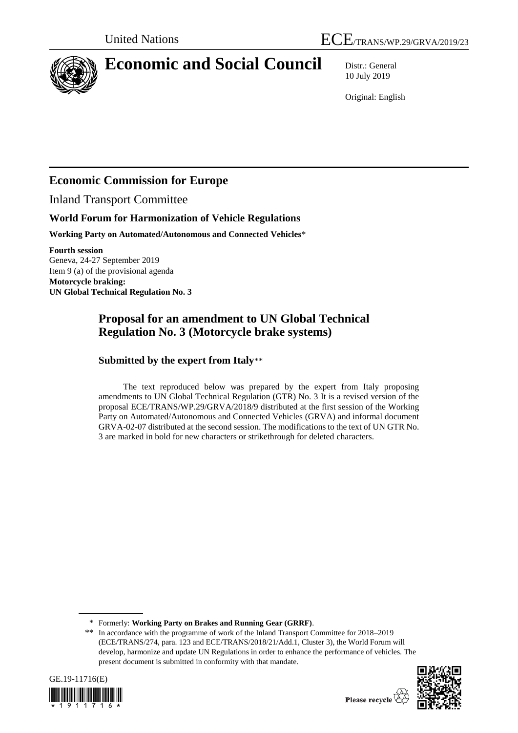United Nations

ECE/TRANS/WP.29/GRVA/2019/23

# Economic and Social Council

Distr.: General
10 July 2019

Original: English

## Economic Commission for Europe

Inland Transport Committee

### World Forum for Harmonization of Vehicle Regulations

**Working Party on Automated/Autonomous and Connected Vehicles***

**Fourth session**
Geneva, 24-27 September 2019
Item 9 (a) of the provisional agenda
**Motorcycle braking:**
**UN Global Technical Regulation No. 3**

## Proposal for an amendment to UN Global Technical Regulation No. 3 (Motorcycle brake systems)

### Submitted by the expert from Italy**

The text reproduced below was prepared by the expert from Italy proposing amendments to UN Global Technical Regulation (GTR) No. 3 It is a revised version of the proposal ECE/TRANS/WP.29/GRVA/2018/9 distributed at the first session of the Working Party on Automated/Autonomous and Connected Vehicles (GRVA) and informal document GRVA-02-07 distributed at the second session. The modifications to the text of UN GTR No. 3 are marked in bold for new characters or strikethrough for deleted characters.

\* Formerly: **Working Party on Brakes and Running Gear (GRRF)**.

\*\* In accordance with the programme of work of the Inland Transport Committee for 2018–2019 (ECE/TRANS/274, para. 123 and ECE/TRANS/2018/21/Add.1, Cluster 3), the World Forum will develop, harmonize and update UN Regulations in order to enhance the performance of vehicles. The present document is submitted in conformity with that mandate.

GE.19-11716(E)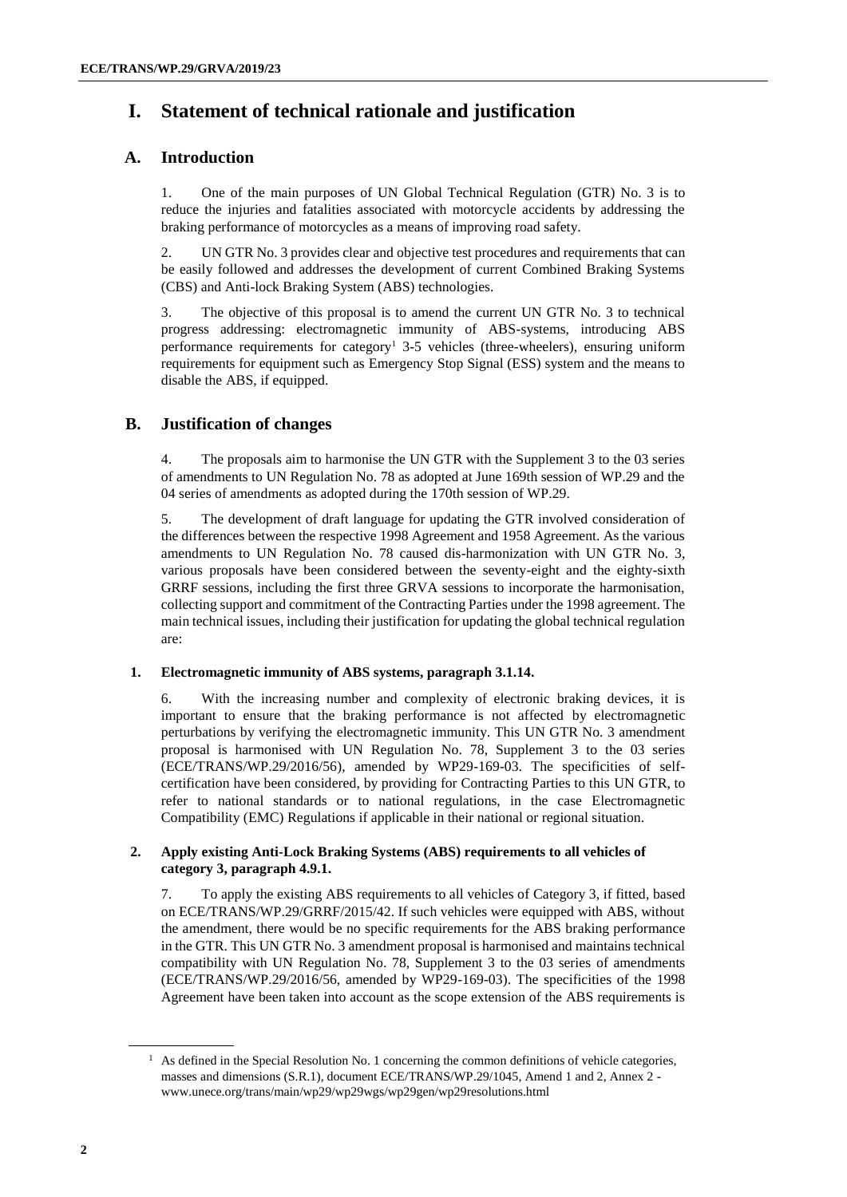# I. Statement of technical rationale and justification

## A. Introduction

1. One of the main purposes of UN Global Technical Regulation (GTR) No. 3 is to reduce the injuries and fatalities associated with motorcycle accidents by addressing the braking performance of motorcycles as a means of improving road safety.

2. UN GTR No. 3 provides clear and objective test procedures and requirements that can be easily followed and addresses the development of current Combined Braking Systems (CBS) and Anti-lock Braking System (ABS) technologies.

3. The objective of this proposal is to amend the current UN GTR No. 3 to technical progress addressing: electromagnetic immunity of ABS-systems, introducing ABS performance requirements for category[1] 3-5 vehicles (three-wheelers), ensuring uniform requirements for equipment such as Emergency Stop Signal (ESS) system and the means to disable the ABS, if equipped.

## B. Justification of changes

4. The proposals aim to harmonise the UN GTR with the Supplement 3 to the 03 series of amendments to UN Regulation No. 78 as adopted at June 169th session of WP.29 and the 04 series of amendments as adopted during the 170th session of WP.29.

5. The development of draft language for updating the GTR involved consideration of the differences between the respective 1998 Agreement and 1958 Agreement. As the various amendments to UN Regulation No. 78 caused dis-harmonization with UN GTR No. 3, various proposals have been considered between the seventy-eight and the eighty-sixth GRRF sessions, including the first three GRVA sessions to incorporate the harmonisation, collecting support and commitment of the Contracting Parties under the 1998 agreement. The main technical issues, including their justification for updating the global technical regulation are:

### 1. Electromagnetic immunity of ABS systems, paragraph 3.1.14.

6. With the increasing number and complexity of electronic braking devices, it is important to ensure that the braking performance is not affected by electromagnetic perturbations by verifying the electromagnetic immunity. This UN GTR No. 3 amendment proposal is harmonised with UN Regulation No. 78, Supplement 3 to the 03 series (ECE/TRANS/WP.29/2016/56), amended by WP29-169-03. The specificities of self-certification have been considered, by providing for Contracting Parties to this UN GTR, to refer to national standards or to national regulations, in the case Electromagnetic Compatibility (EMC) Regulations if applicable in their national or regional situation.

### 2. Apply existing Anti-Lock Braking Systems (ABS) requirements to all vehicles of category 3, paragraph 4.9.1.

7. To apply the existing ABS requirements to all vehicles of Category 3, if fitted, based on ECE/TRANS/WP.29/GRRF/2015/42. If such vehicles were equipped with ABS, without the amendment, there would be no specific requirements for the ABS braking performance in the GTR. This UN GTR No. 3 amendment proposal is harmonised and maintains technical compatibility with UN Regulation No. 78, Supplement 3 to the 03 series of amendments (ECE/TRANS/WP.29/2016/56, amended by WP29-169-03). The specificities of the 1998 Agreement have been taken into account as the scope extension of the ABS requirements is

[1] As defined in the Special Resolution No. 1 concerning the common definitions of vehicle categories, masses and dimensions (S.R.1), document ECE/TRANS/WP.29/1045, Amend 1 and 2, Annex 2 - www.unece.org/trans/main/wp29/wp29wgs/wp29gen/wp29resolutions.html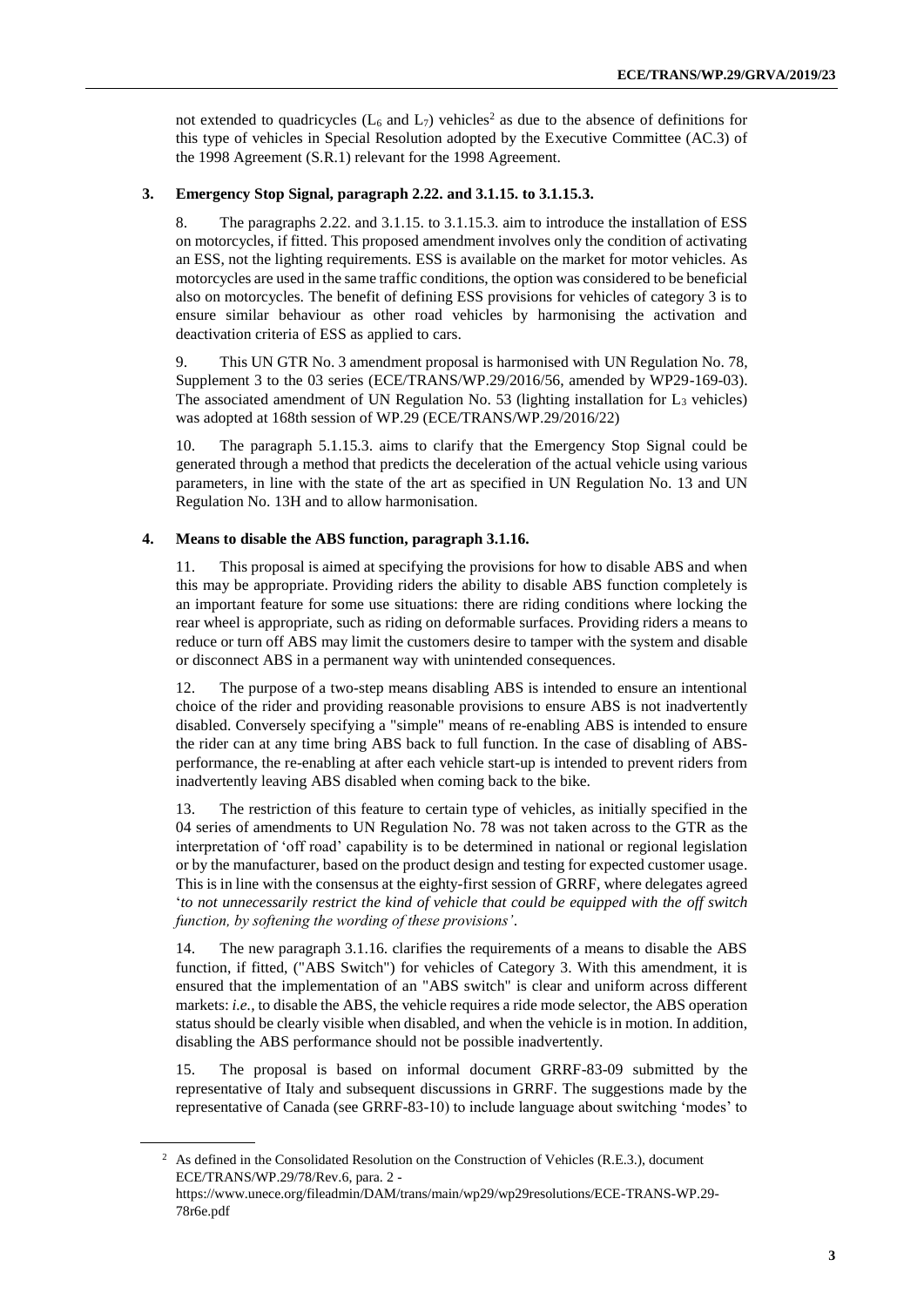not extended to quadricycles ($L_6$ and $L_7$) vehicles[2] as due to the absence of definitions for this type of vehicles in Special Resolution adopted by the Executive Committee (AC.3) of the 1998 Agreement (S.R.1) relevant for the 1998 Agreement.

## 3. Emergency Stop Signal, paragraph 2.22. and 3.1.15. to 3.1.15.3.

8. The paragraphs 2.22. and 3.1.15. to 3.1.15.3. aim to introduce the installation of ESS on motorcycles, if fitted. This proposed amendment involves only the condition of activating an ESS, not the lighting requirements. ESS is available on the market for motor vehicles. As motorcycles are used in the same traffic conditions, the option was considered to be beneficial also on motorcycles. The benefit of defining ESS provisions for vehicles of category 3 is to ensure similar behaviour as other road vehicles by harmonising the activation and deactivation criteria of ESS as applied to cars.

9. This UN GTR No. 3 amendment proposal is harmonised with UN Regulation No. 78, Supplement 3 to the 03 series (ECE/TRANS/WP.29/2016/56, amended by WP29-169-03). The associated amendment of UN Regulation No. 53 (lighting installation for $L_3$ vehicles) was adopted at 168th session of WP.29 (ECE/TRANS/WP.29/2016/22)

10. The paragraph 5.1.15.3. aims to clarify that the Emergency Stop Signal could be generated through a method that predicts the deceleration of the actual vehicle using various parameters, in line with the state of the art as specified in UN Regulation No. 13 and UN Regulation No. 13H and to allow harmonisation.

## 4. Means to disable the ABS function, paragraph 3.1.16.

11. This proposal is aimed at specifying the provisions for how to disable ABS and when this may be appropriate. Providing riders the ability to disable ABS function completely is an important feature for some use situations: there are riding conditions where locking the rear wheel is appropriate, such as riding on deformable surfaces. Providing riders a means to reduce or turn off ABS may limit the customers desire to tamper with the system and disable or disconnect ABS in a permanent way with unintended consequences.

12. The purpose of a two-step means disabling ABS is intended to ensure an intentional choice of the rider and providing reasonable provisions to ensure ABS is not inadvertently disabled. Conversely specifying a "simple" means of re-enabling ABS is intended to ensure the rider can at any time bring ABS back to full function. In the case of disabling of ABS-performance, the re-enabling at after each vehicle start-up is intended to prevent riders from inadvertently leaving ABS disabled when coming back to the bike.

13. The restriction of this feature to certain type of vehicles, as initially specified in the 04 series of amendments to UN Regulation No. 78 was not taken across to the GTR as the interpretation of 'off road' capability is to be determined in national or regional legislation or by the manufacturer, based on the product design and testing for expected customer usage. This is in line with the consensus at the eighty-first session of GRRF, where delegates agreed '*to not unnecessarily restrict the kind of vehicle that could be equipped with the off switch function, by softening the wording of these provisions'*.

14. The new paragraph 3.1.16. clarifies the requirements of a means to disable the ABS function, if fitted, ("ABS Switch") for vehicles of Category 3. With this amendment, it is ensured that the implementation of an "ABS switch" is clear and uniform across different markets: *i.e.,* to disable the ABS, the vehicle requires a ride mode selector, the ABS operation status should be clearly visible when disabled, and when the vehicle is in motion. In addition, disabling the ABS performance should not be possible inadvertently.

15. The proposal is based on informal document GRRF-83-09 submitted by the representative of Italy and subsequent discussions in GRRF. The suggestions made by the representative of Canada (see GRRF-83-10) to include language about switching 'modes' to

---

[2] As defined in the Consolidated Resolution on the Construction of Vehicles (R.E.3.), document ECE/TRANS/WP.29/78/Rev.6, para. 2 - https://www.unece.org/fileadmin/DAM/trans/main/wp29/wp29resolutions/ECE-TRANS-WP.29-78r6e.pdf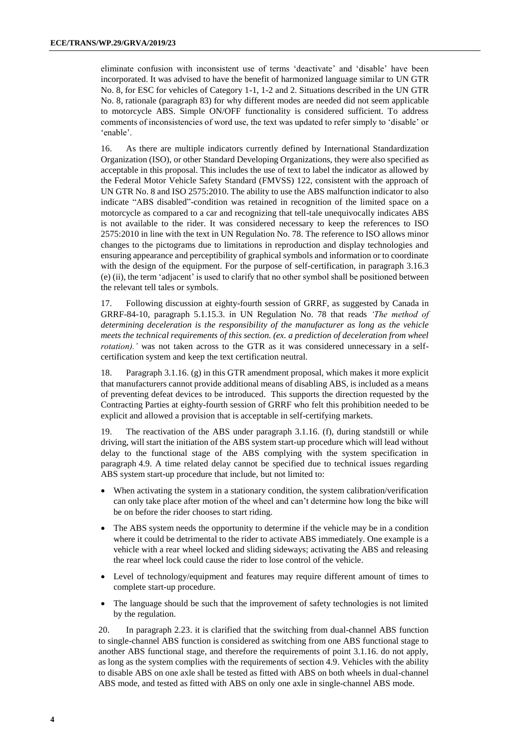eliminate confusion with inconsistent use of terms 'deactivate' and 'disable' have been incorporated. It was advised to have the benefit of harmonized language similar to UN GTR No. 8, for ESC for vehicles of Category 1-1, 1-2 and 2. Situations described in the UN GTR No. 8, rationale (paragraph 83) for why different modes are needed did not seem applicable to motorcycle ABS. Simple ON/OFF functionality is considered sufficient. To address comments of inconsistencies of word use, the text was updated to refer simply to 'disable' or 'enable'.

16. As there are multiple indicators currently defined by International Standardization Organization (ISO), or other Standard Developing Organizations, they were also specified as acceptable in this proposal. This includes the use of text to label the indicator as allowed by the Federal Motor Vehicle Safety Standard (FMVSS) 122, consistent with the approach of UN GTR No. 8 and ISO 2575:2010. The ability to use the ABS malfunction indicator to also indicate "ABS disabled"-condition was retained in recognition of the limited space on a motorcycle as compared to a car and recognizing that tell-tale unequivocally indicates ABS is not available to the rider. It was considered necessary to keep the references to ISO 2575:2010 in line with the text in UN Regulation No. 78. The reference to ISO allows minor changes to the pictograms due to limitations in reproduction and display technologies and ensuring appearance and perceptibility of graphical symbols and information or to coordinate with the design of the equipment. For the purpose of self-certification, in paragraph 3.16.3 (e) (ii), the term 'adjacent' is used to clarify that no other symbol shall be positioned between the relevant tell tales or symbols.

17. Following discussion at eighty-fourth session of GRRF, as suggested by Canada in GRRF-84-10, paragraph 5.1.15.3. in UN Regulation No. 78 that reads *'The method of determining deceleration is the responsibility of the manufacturer as long as the vehicle meets the technical requirements of this section. (ex. a prediction of deceleration from wheel rotation).'* was not taken across to the GTR as it was considered unnecessary in a self-certification system and keep the text certification neutral.

18. Paragraph 3.1.16. (g) in this GTR amendment proposal, which makes it more explicit that manufacturers cannot provide additional means of disabling ABS, is included as a means of preventing defeat devices to be introduced. This supports the direction requested by the Contracting Parties at eighty-fourth session of GRRF who felt this prohibition needed to be explicit and allowed a provision that is acceptable in self-certifying markets.

19. The reactivation of the ABS under paragraph 3.1.16. (f), during standstill or while driving, will start the initiation of the ABS system start-up procedure which will lead without delay to the functional stage of the ABS complying with the system specification in paragraph 4.9. A time related delay cannot be specified due to technical issues regarding ABS system start-up procedure that include, but not limited to:

- When activating the system in a stationary condition, the system calibration/verification can only take place after motion of the wheel and can't determine how long the bike will be on before the rider chooses to start riding.
- The ABS system needs the opportunity to determine if the vehicle may be in a condition where it could be detrimental to the rider to activate ABS immediately. One example is a vehicle with a rear wheel locked and sliding sideways; activating the ABS and releasing the rear wheel lock could cause the rider to lose control of the vehicle.
- Level of technology/equipment and features may require different amount of times to complete start-up procedure.
- The language should be such that the improvement of safety technologies is not limited by the regulation.

20. In paragraph 2.23. it is clarified that the switching from dual-channel ABS function to single-channel ABS function is considered as switching from one ABS functional stage to another ABS functional stage, and therefore the requirements of point 3.1.16. do not apply, as long as the system complies with the requirements of section 4.9. Vehicles with the ability to disable ABS on one axle shall be tested as fitted with ABS on both wheels in dual-channel ABS mode, and tested as fitted with ABS on only one axle in single-channel ABS mode.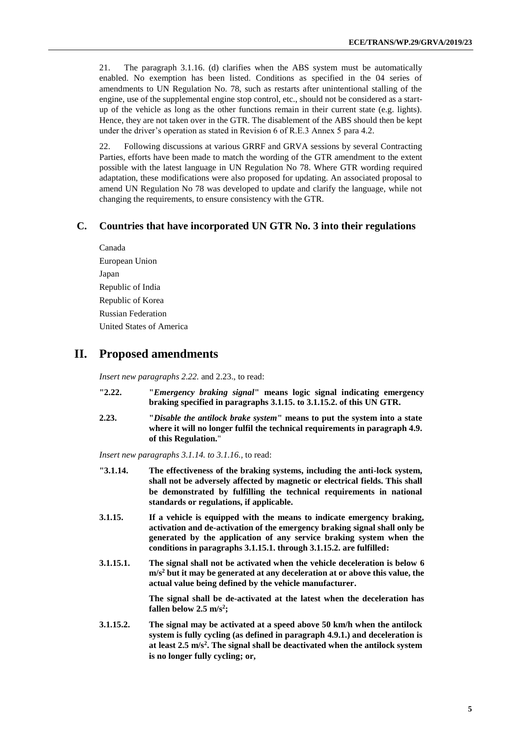21. The paragraph 3.1.16. (d) clarifies when the ABS system must be automatically enabled. No exemption has been listed. Conditions as specified in the 04 series of amendments to UN Regulation No. 78, such as restarts after unintentional stalling of the engine, use of the supplemental engine stop control, etc., should not be considered as a start-up of the vehicle as long as the other functions remain in their current state (e.g. lights). Hence, they are not taken over in the GTR. The disablement of the ABS should then be kept under the driver's operation as stated in Revision 6 of R.E.3 Annex 5 para 4.2.

22. Following discussions at various GRRF and GRVA sessions by several Contracting Parties, efforts have been made to match the wording of the GTR amendment to the extent possible with the latest language in UN Regulation No 78. Where GTR wording required adaptation, these modifications were also proposed for updating. An associated proposal to amend UN Regulation No 78 was developed to update and clarify the language, while not changing the requirements, to ensure consistency with the GTR.

## C. Countries that have incorporated UN GTR No. 3 into their regulations

Canada
European Union
Japan
Republic of India
Republic of Korea
Russian Federation
United States of America

# II. Proposed amendments

*Insert new paragraphs 2.22.* and 2.23., to read:

"**2.22. "*Emergency braking signal*" means logic signal indicating emergency braking specified in paragraphs 3.1.15. to 3.1.15.2. of this UN GTR.**

**2.23. "*Disable the antilock brake system*" means to put the system into a state where it will no longer fulfil the technical requirements in paragraph 4.9. of this Regulation.**"

*Insert new paragraphs 3.1.14. to 3.1.16.,* to read:

"**3.1.14. The effectiveness of the braking systems, including the anti-lock system, shall not be adversely affected by magnetic or electrical fields. This shall be demonstrated by fulfilling the technical requirements in national standards or regulations, if applicable.**

**3.1.15. If a vehicle is equipped with the means to indicate emergency braking, activation and de-activation of the emergency braking signal shall only be generated by the application of any service braking system when the conditions in paragraphs 3.1.15.1. through 3.1.15.2. are fulfilled:**

**3.1.15.1. The signal shall not be activated when the vehicle deceleration is below 6 m/s$^2$ but it may be generated at any deceleration at or above this value, the actual value being defined by the vehicle manufacturer.**

**The signal shall be de-activated at the latest when the deceleration has fallen below 2.5 m/s$^2$;**

**3.1.15.2. The signal may be activated at a speed above 50 km/h when the antilock system is fully cycling (as defined in paragraph 4.9.1.) and deceleration is at least 2.5 m/s$^2$. The signal shall be deactivated when the antilock system is no longer fully cycling; or,**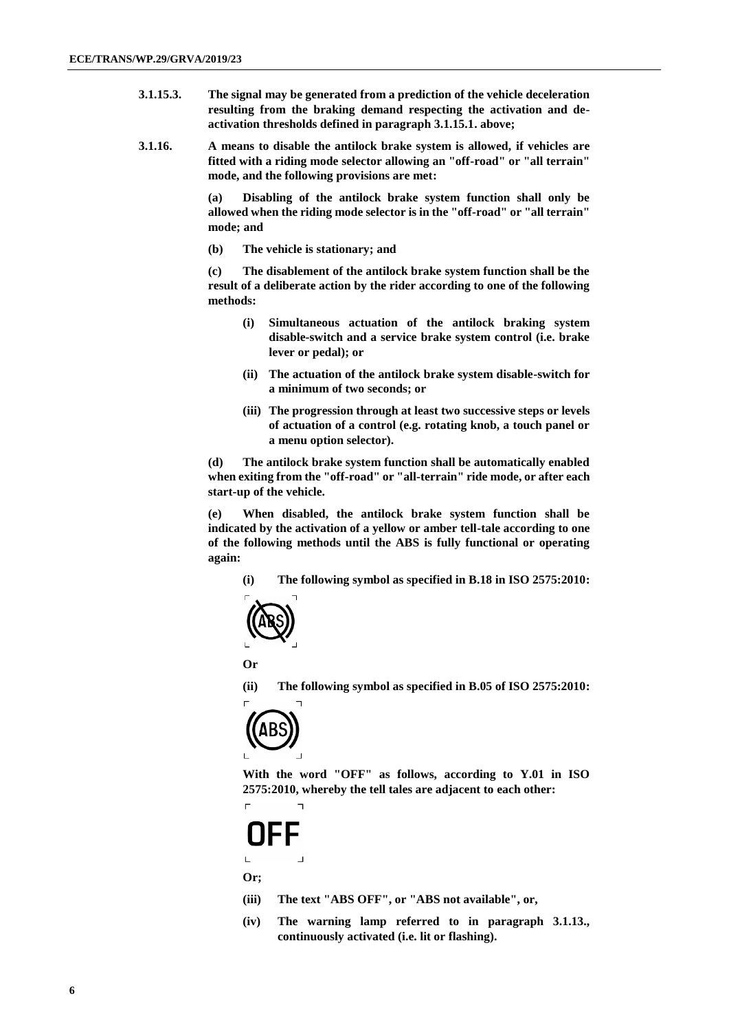**3.1.15.3. The signal may be generated from a prediction of the vehicle deceleration resulting from the braking demand respecting the activation and de-activation thresholds defined in paragraph 3.1.15.1. above;**

**3.1.16. A means to disable the antilock brake system is allowed, if vehicles are fitted with a riding mode selector allowing an "off-road" or "all terrain" mode, and the following provisions are met:**

**(a) Disabling of the antilock brake system function shall only be allowed when the riding mode selector is in the "off-road" or "all terrain" mode; and**

**(b) The vehicle is stationary; and**

**(c) The disablement of the antilock brake system function shall be the result of a deliberate action by the rider according to one of the following methods:**

**(i) Simultaneous actuation of the antilock braking system disable-switch and a service brake system control (i.e. brake lever or pedal); or**

**(ii) The actuation of the antilock brake system disable-switch for a minimum of two seconds; or**

**(iii) The progression through at least two successive steps or levels of actuation of a control (e.g. rotating knob, a touch panel or a menu option selector).**

**(d) The antilock brake system function shall be automatically enabled when exiting from the "off-road" or "all-terrain" ride mode, or after each start-up of the vehicle.**

**(e) When disabled, the antilock brake system function shall be indicated by the activation of a yellow or amber tell-tale according to one of the following methods until the ABS is fully functional or operating again:**

**(i) The following symbol as specified in B.18 in ISO 2575:2010:**

**Or**

**(ii) The following symbol as specified in B.05 of ISO 2575:2010:**

**With the word "OFF" as follows, according to Y.01 in ISO 2575:2010, whereby the tell tales are adjacent to each other:**

**OFF**

**Or;**

**(iii) The text "ABS OFF", or "ABS not available", or,**

**(iv) The warning lamp referred to in paragraph 3.1.13., continuously activated (i.e. lit or flashing).**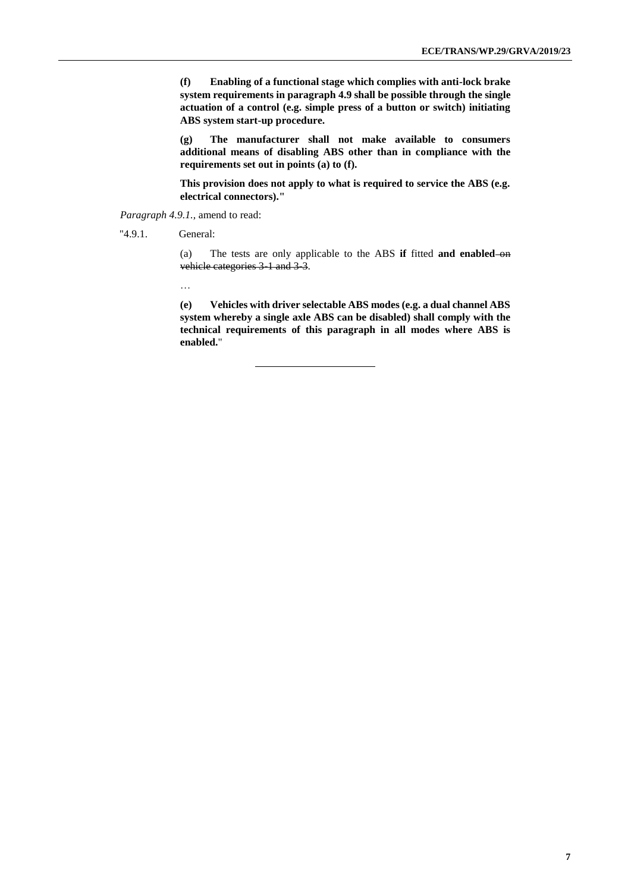**(f) Enabling of a functional stage which complies with anti-lock brake system requirements in paragraph 4.9 shall be possible through the single actuation of a control (e.g. simple press of a button or switch) initiating ABS system start-up procedure.**

**(g) The manufacturer shall not make available to consumers additional means of disabling ABS other than in compliance with the requirements set out in points (a) to (f).**

**This provision does not apply to what is required to service the ABS (e.g. electrical connectors)."**

*Paragraph 4.9.1.*, amend to read:

"4.9.1. General:

(a) The tests are only applicable to the ABS **if** fitted **and enabled** ~~on vehicle categories 3-1 and 3-3~~.

…

**(e) Vehicles with driver selectable ABS modes (e.g. a dual channel ABS system whereby a single axle ABS can be disabled) shall comply with the technical requirements of this paragraph in all modes where ABS is enabled.**"